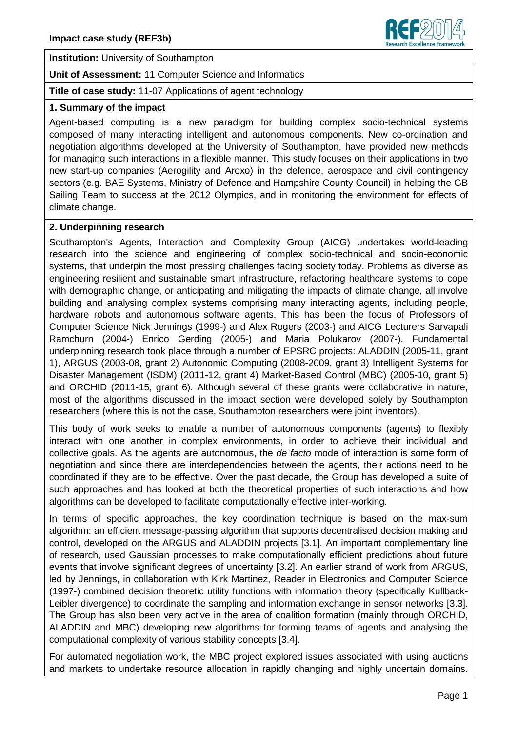**Impact case study (REF3b)**

**Institution:** University of Southampton

**Unit of Assessment:** 11 Computer Science and Informatics

**Title of case study:** 11-07 Applications of agent technology

## 1. Summary of the impact

Agent-based computing is a new paradigm for building complex socio-technical systems composed of many interacting intelligent and autonomous components. New co-ordination and negotiation algorithms developed at the University of Southampton, have provided new methods for managing such interactions in a flexible manner. This study focuses on their applications in two new start-up companies (Aerogility and Aroxo) in the defence, aerospace and civil contingency sectors (e.g. BAE Systems, Ministry of Defence and Hampshire County Council) in helping the GB Sailing Team to success at the 2012 Olympics, and in monitoring the environment for effects of climate change.

## 2. Underpinning research

Southampton's Agents, Interaction and Complexity Group (AICG) undertakes world-leading research into the science and engineering of complex socio-technical and socio-economic systems, that underpin the most pressing challenges facing society today. Problems as diverse as engineering resilient and sustainable smart infrastructure, refactoring healthcare systems to cope with demographic change, or anticipating and mitigating the impacts of climate change, all involve building and analysing complex systems comprising many interacting agents, including people, hardware robots and autonomous software agents. This has been the focus of Professors of Computer Science Nick Jennings (1999-) and Alex Rogers (2003-) and AICG Lecturers Sarvapali Ramchurn (2004-) Enrico Gerding (2005-) and Maria Polukarov (2007-). Fundamental underpinning research took place through a number of EPSRC projects: ALADDIN (2005-11, grant 1), ARGUS (2003-08, grant 2) Autonomic Computing (2008-2009, grant 3) Intelligent Systems for Disaster Management (ISDM) (2011-12, grant 4) Market-Based Control (MBC) (2005-10, grant 5) and ORCHID (2011-15, grant 6). Although several of these grants were collaborative in nature, most of the algorithms discussed in the impact section were developed solely by Southampton researchers (where this is not the case, Southampton researchers were joint inventors).

This body of work seeks to enable a number of autonomous components (agents) to flexibly interact with one another in complex environments, in order to achieve their individual and collective goals. As the agents are autonomous, the *de facto* mode of interaction is some form of negotiation and since there are interdependencies between the agents, their actions need to be coordinated if they are to be effective. Over the past decade, the Group has developed a suite of such approaches and has looked at both the theoretical properties of such interactions and how algorithms can be developed to facilitate computationally effective inter-working.

In terms of specific approaches, the key coordination technique is based on the max-sum algorithm: an efficient message-passing algorithm that supports decentralised decision making and control, developed on the ARGUS and ALADDIN projects [3.1]. An important complementary line of research, used Gaussian processes to make computationally efficient predictions about future events that involve significant degrees of uncertainty [3.2]. An earlier strand of work from ARGUS, led by Jennings, in collaboration with Kirk Martinez, Reader in Electronics and Computer Science (1997-) combined decision theoretic utility functions with information theory (specifically Kullback-Leibler divergence) to coordinate the sampling and information exchange in sensor networks [3.3]. The Group has also been very active in the area of coalition formation (mainly through ORCHID, ALADDIN and MBC) developing new algorithms for forming teams of agents and analysing the computational complexity of various stability concepts [3.4].

For automated negotiation work, the MBC project explored issues associated with using auctions and markets to undertake resource allocation in rapidly changing and highly uncertain domains.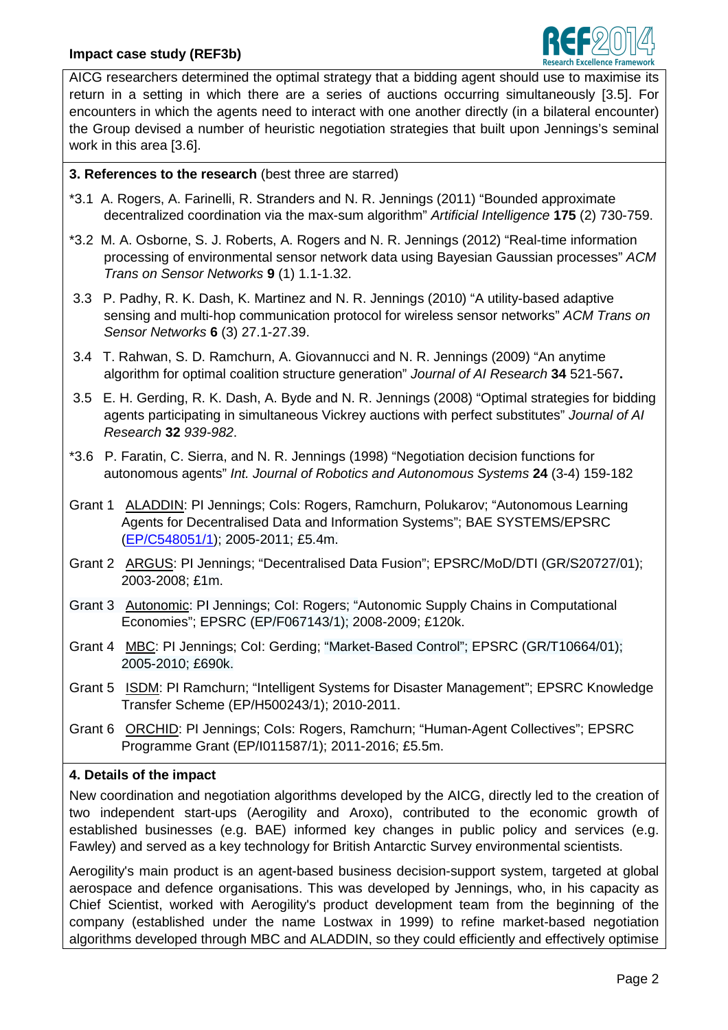AICG researchers determined the optimal strategy that a bidding agent should use to maximise its return in a setting in which there are a series of auctions occurring simultaneously [3.5]. For encounters in which the agents need to interact with one another directly (in a bilateral encounter) the Group devised a number of heuristic negotiation strategies that built upon Jennings's seminal work in this area [3.6].

**3. References to the research** (best three are starred)

*3.1 A. Rogers, A. Farinelli, R. Stranders and N. R. Jennings (2011) "Bounded approximate decentralized coordination via the max-sum algorithm" *Artificial Intelligence* **175** (2) 730-759.

*3.2 M. A. Osborne, S. J. Roberts, A. Rogers and N. R. Jennings (2012) "Real-time information processing of environmental sensor network data using Bayesian Gaussian processes" *ACM Trans on Sensor Networks* **9** (1) 1.1-1.32.

3.3 P. Padhy, R. K. Dash, K. Martinez and N. R. Jennings (2010) "A utility-based adaptive sensing and multi-hop communication protocol for wireless sensor networks" *ACM Trans on Sensor Networks* **6** (3) 27.1-27.39.

3.4 T. Rahwan, S. D. Ramchurn, A. Giovannucci and N. R. Jennings (2009) "An anytime algorithm for optimal coalition structure generation" *Journal of AI Research* **34** 521-567**.**

3.5 E. H. Gerding, R. K. Dash, A. Byde and N. R. Jennings (2008) "Optimal strategies for bidding agents participating in simultaneous Vickrey auctions with perfect substitutes" *Journal of AI Research* **32** *939-982*.

*3.6 P. Faratin, C. Sierra, and N. R. Jennings (1998) "Negotiation decision functions for autonomous agents" *Int. Journal of Robotics and Autonomous Systems* **24** (3-4) 159-182

Grant 1 ALADDIN: PI Jennings; CoIs: Rogers, Ramchurn, Polukarov; "Autonomous Learning Agents for Decentralised Data and Information Systems"; BAE SYSTEMS/EPSRC (EP/C548051/1); 2005-2011; £5.4m.

Grant 2 ARGUS: PI Jennings; "Decentralised Data Fusion"; EPSRC/MoD/DTI (GR/S20727/01); 2003-2008; £1m.

Grant 3 Autonomic: PI Jennings; CoI: Rogers; "Autonomic Supply Chains in Computational Economies"; EPSRC (EP/F067143/1); 2008-2009; £120k.

Grant 4 MBC: PI Jennings; CoI: Gerding; "Market-Based Control"; EPSRC (GR/T10664/01); 2005-2010; £690k.

Grant 5 ISDM: PI Ramchurn; "Intelligent Systems for Disaster Management"; EPSRC Knowledge Transfer Scheme (EP/H500243/1); 2010-2011.

Grant 6 ORCHID: PI Jennings; CoIs: Rogers, Ramchurn; "Human-Agent Collectives"; EPSRC Programme Grant (EP/I011587/1); 2011-2016; £5.5m.

**4. Details of the impact**

New coordination and negotiation algorithms developed by the AICG, directly led to the creation of two independent start-ups (Aerogility and Aroxo), contributed to the economic growth of established businesses (e.g. BAE) informed key changes in public policy and services (e.g. Fawley) and served as a key technology for British Antarctic Survey environmental scientists.

Aerogility's main product is an agent-based business decision-support system, targeted at global aerospace and defence organisations. This was developed by Jennings, who, in his capacity as Chief Scientist, worked with Aerogility's product development team from the beginning of the company (established under the name Lostwax in 1999) to refine market-based negotiation algorithms developed through MBC and ALADDIN, so they could efficiently and effectively optimise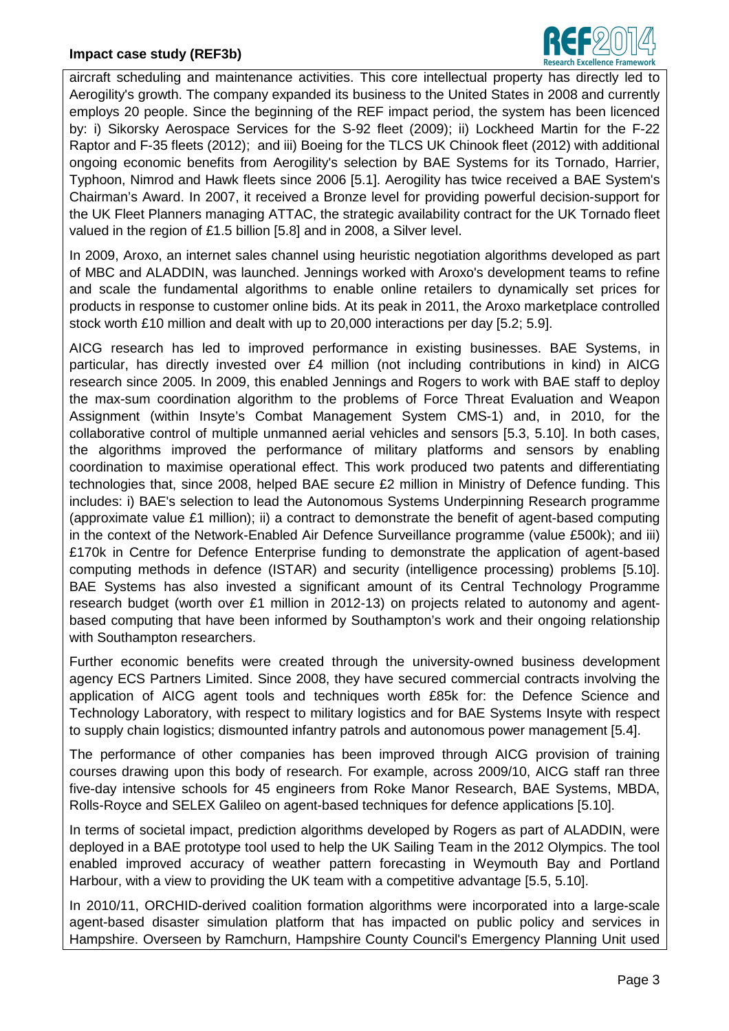aircraft scheduling and maintenance activities. This core intellectual property has directly led to Aerogility's growth. The company expanded its business to the United States in 2008 and currently employs 20 people. Since the beginning of the REF impact period, the system has been licenced by: i) Sikorsky Aerospace Services for the S-92 fleet (2009); ii) Lockheed Martin for the F-22 Raptor and F-35 fleets (2012); and iii) Boeing for the TLCS UK Chinook fleet (2012) with additional ongoing economic benefits from Aerogility's selection by BAE Systems for its Tornado, Harrier, Typhoon, Nimrod and Hawk fleets since 2006 [5.1]. Aerogility has twice received a BAE System's Chairman's Award. In 2007, it received a Bronze level for providing powerful decision-support for the UK Fleet Planners managing ATTAC, the strategic availability contract for the UK Tornado fleet valued in the region of £1.5 billion [5.8] and in 2008, a Silver level.

In 2009, Aroxo, an internet sales channel using heuristic negotiation algorithms developed as part of MBC and ALADDIN, was launched. Jennings worked with Aroxo's development teams to refine and scale the fundamental algorithms to enable online retailers to dynamically set prices for products in response to customer online bids. At its peak in 2011, the Aroxo marketplace controlled stock worth £10 million and dealt with up to 20,000 interactions per day [5.2; 5.9].

AICG research has led to improved performance in existing businesses. BAE Systems, in particular, has directly invested over £4 million (not including contributions in kind) in AICG research since 2005. In 2009, this enabled Jennings and Rogers to work with BAE staff to deploy the max-sum coordination algorithm to the problems of Force Threat Evaluation and Weapon Assignment (within Insyte's Combat Management System CMS-1) and, in 2010, for the collaborative control of multiple unmanned aerial vehicles and sensors [5.3, 5.10]. In both cases, the algorithms improved the performance of military platforms and sensors by enabling coordination to maximise operational effect. This work produced two patents and differentiating technologies that, since 2008, helped BAE secure £2 million in Ministry of Defence funding. This includes: i) BAE's selection to lead the Autonomous Systems Underpinning Research programme (approximate value £1 million); ii) a contract to demonstrate the benefit of agent-based computing in the context of the Network-Enabled Air Defence Surveillance programme (value £500k); and iii) £170k in Centre for Defence Enterprise funding to demonstrate the application of agent-based computing methods in defence (ISTAR) and security (intelligence processing) problems [5.10]. BAE Systems has also invested a significant amount of its Central Technology Programme research budget (worth over £1 million in 2012-13) on projects related to autonomy and agent-based computing that have been informed by Southampton's work and their ongoing relationship with Southampton researchers.

Further economic benefits were created through the university-owned business development agency ECS Partners Limited. Since 2008, they have secured commercial contracts involving the application of AICG agent tools and techniques worth £85k for: the Defence Science and Technology Laboratory, with respect to military logistics and for BAE Systems Insyte with respect to supply chain logistics; dismounted infantry patrols and autonomous power management [5.4].

The performance of other companies has been improved through AICG provision of training courses drawing upon this body of research. For example, across 2009/10, AICG staff ran three five-day intensive schools for 45 engineers from Roke Manor Research, BAE Systems, MBDA, Rolls-Royce and SELEX Galileo on agent-based techniques for defence applications [5.10].

In terms of societal impact, prediction algorithms developed by Rogers as part of ALADDIN, were deployed in a BAE prototype tool used to help the UK Sailing Team in the 2012 Olympics. The tool enabled improved accuracy of weather pattern forecasting in Weymouth Bay and Portland Harbour, with a view to providing the UK team with a competitive advantage [5.5, 5.10].

In 2010/11, ORCHID-derived coalition formation algorithms were incorporated into a large-scale agent-based disaster simulation platform that has impacted on public policy and services in Hampshire. Overseen by Ramchurn, Hampshire County Council's Emergency Planning Unit used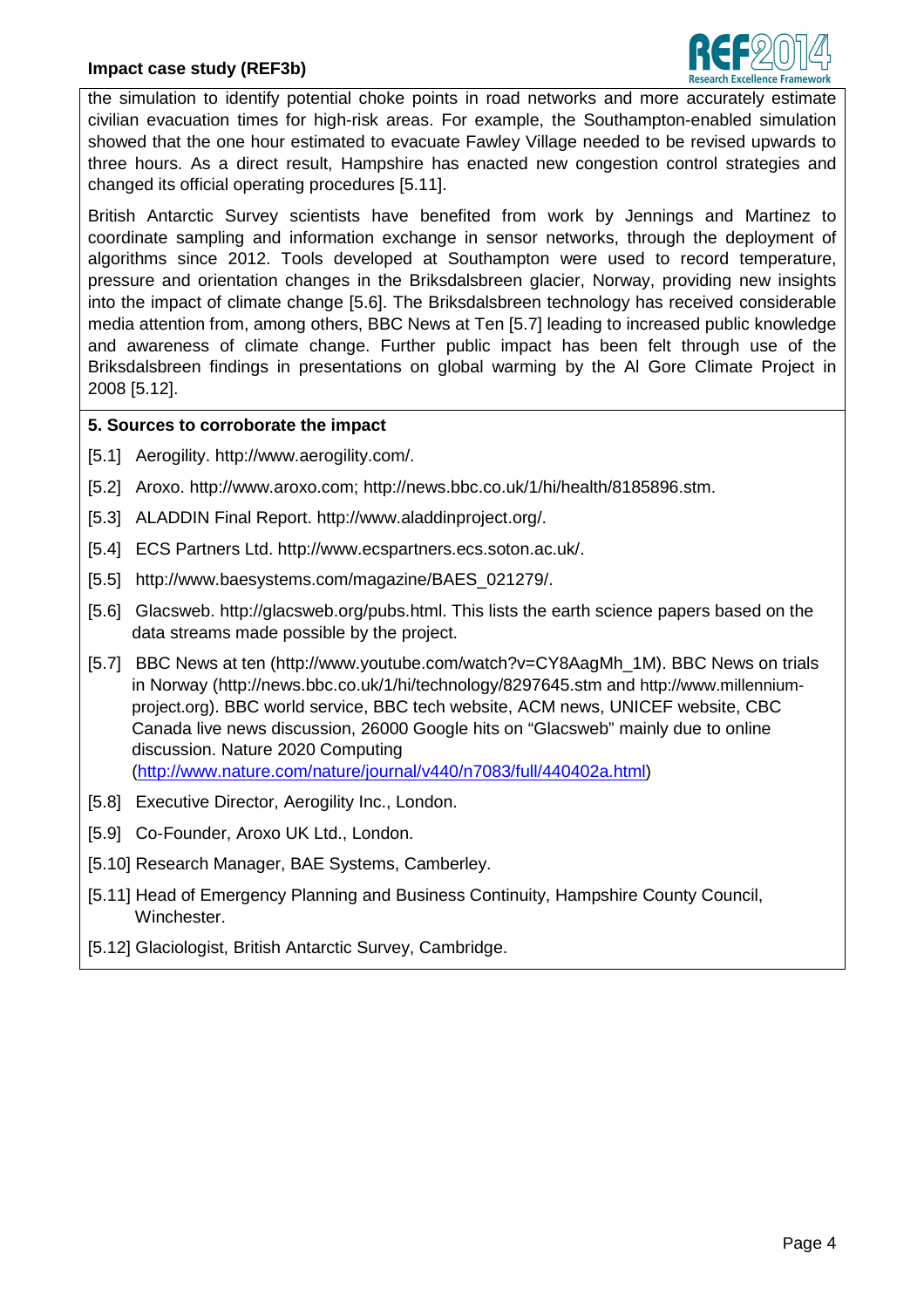the simulation to identify potential choke points in road networks and more accurately estimate civilian evacuation times for high-risk areas. For example, the Southampton-enabled simulation showed that the one hour estimated to evacuate Fawley Village needed to be revised upwards to three hours. As a direct result, Hampshire has enacted new congestion control strategies and changed its official operating procedures [5.11].

British Antarctic Survey scientists have benefited from work by Jennings and Martinez to coordinate sampling and information exchange in sensor networks, through the deployment of algorithms since 2012. Tools developed at Southampton were used to record temperature, pressure and orientation changes in the Briksdalsbreen glacier, Norway, providing new insights into the impact of climate change [5.6]. The Briksdalsbreen technology has received considerable media attention from, among others, BBC News at Ten [5.7] leading to increased public knowledge and awareness of climate change. Further public impact has been felt through use of the Briksdalsbreen findings in presentations on global warming by the Al Gore Climate Project in 2008 [5.12].

**5. Sources to corroborate the impact**

[5.1] Aerogility. http://www.aerogility.com/.

[5.2] Aroxo. http://www.aroxo.com; http://news.bbc.co.uk/1/hi/health/8185896.stm.

[5.3] ALADDIN Final Report. http://www.aladdinproject.org/.

[5.4] ECS Partners Ltd. http://www.ecspartners.ecs.soton.ac.uk/.

[5.5] http://www.baesystems.com/magazine/BAES_021279/.

[5.6] Glacsweb. http://glacsweb.org/pubs.html. This lists the earth science papers based on the data streams made possible by the project.

[5.7] BBC News at ten (http://www.youtube.com/watch?v=CY8AagMh_1M). BBC News on trials in Norway (http://news.bbc.co.uk/1/hi/technology/8297645.stm and http://www.millennium-project.org). BBC world service, BBC tech website, ACM news, UNICEF website, CBC Canada live news discussion, 26000 Google hits on "Glacsweb" mainly due to online discussion. Nature 2020 Computing (http://www.nature.com/nature/journal/v440/n7083/full/440402a.html)

[5.8] Executive Director, Aerogility Inc., London.

[5.9] Co-Founder, Aroxo UK Ltd., London.

[5.10] Research Manager, BAE Systems, Camberley.

[5.11] Head of Emergency Planning and Business Continuity, Hampshire County Council, Winchester.

[5.12] Glaciologist, British Antarctic Survey, Cambridge.